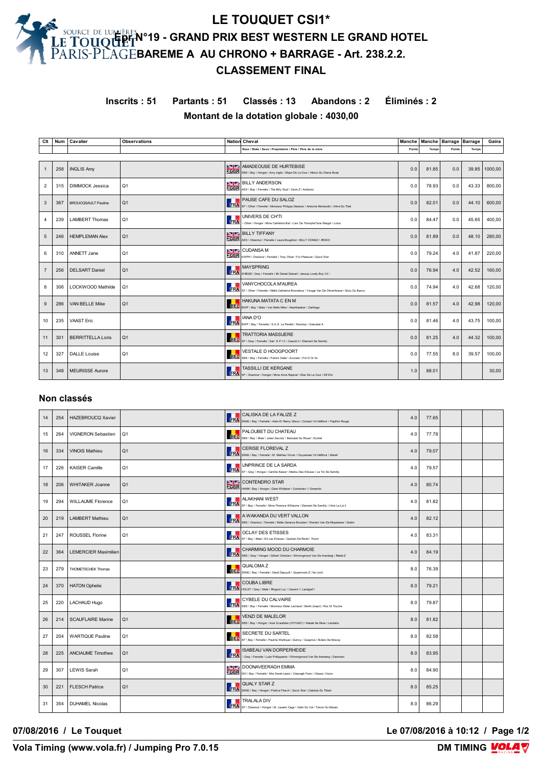# LE TOUQUET CSI1*

## Epr N°19 - GRAND PRIX BEST WESTERN LE GRAND HOTEL

## BAREME A AU CHRONO + BARRAGE - Art. 238.2.2.

## CLASSEMENT FINAL

**Inscrits : 51 Partants : 51 Classés : 13 Abandons : 2 Éliminés : 2**

**Montant de la dotation globale : 4030,00**

| Clt | Num | Cavalier | Observations | Nation | Cheval<br>Race \ Robe \ Sexe \ Propriétaire \ Père \ Père de la mère | Manche<br>Points | Manche<br>Temps | Barrage<br>Points | Barrage<br>Temps | Gains |
|---|---|---|---|---|---|---|---|---|---|---|
| 1 | 258 | INGLIS Amy | | GBR | AMADEOUSE DE HURTEBISE<br>SBS \ Bay \ Hongre \ Amy Inglis \ Major De La Cour \ Albion Du Chene Brule | 0.0 | 81.85 | 0.0 | 39.85 | 1000,00 |
| 2 | 315 | DIMMOCK Jessica | Q1 | GBR | BILLY ANDERSON<br>AES \ Bay \ Femelle \ The Billy Stud \ Cevin Z \ Andiamo | 0.0 | 78.93 | 0.0 | 43.33 | 800,00 |
| 3 | 367 | BROUCQSAULT Pauline | Q1 | FRA | PAUSE CAFE DU SALOZ<br>SF \ Other \ Femelle \ Monsieur Philippe Desbois \ Airborne Montecillo \ Alme Du Thel | 0.0 | 82.01 | 0.0 | 44.10 | 600,00 |
| 4 | 239 | LAMBERT Thomas | Q1 | FRA | UNIVERS DE CH'TI<br>\ Other \ Hongre \ Mme Catherine Ber \ L'arc De Triomphe*bois Margot \ Lotus | 0.0 | 84.47 | 0.0 | 45.65 | 400,00 |
| 5 | 246 | HEMPLEMAN Alex | Q1 | GBR | BILLY TIFFANY<br>AES \ Chestnut \ Femelle \ Laura Boughton \ BILLY CONGO \ IROKO | 0.0 | 81.89 | 0.0 | 48.10 | 280,00 |
| 6 | 310 | ANNETT Jane | Q1 | GBR | CUDANSA M<br>KWPN \ Chestnut \ Femelle \ Tony Oliver \ For Pleasure \ Quick Star | 0.0 | 79.24 | 4.0 | 41.87 | 220,00 |
| 7 | 256 | DELSART Daniel | Q1 | FRA | MAYSPRING<br>SHBGB \ Grey \ Femelle \ Mr Daniel Delsart \ Jessop Lovely Boy Vii \ | 0.0 | 76.94 | 4.0 | 42.52 | 160,00 |
| 8 | 306 | LOCKWOOD Mathilde | Q1 | FRA | VANYCHOCOLA M'AUREA<br>SF \ Other \ Femelle \ Melle Catherine Bonnafous \ Visage Van De Olmenhoeve \ Glory Du Banco | 0.0 | 74.94 | 4.0 | 42.68 | 120,00 |
| 9 | 286 | VAN BELLE Mike | Q1 | BEL | HAKUNA MATATA C EN M<br>BWP \ Bay \ Male \ Van Belle Mike \ Heartbreaker \ Carthago | 0.0 | 81.57 | 4.0 | 42.98 | 120,00 |
| 10 | 235 | VAAST Eric | | FRA | IANA D'O<br>BWP \ Bay \ Femelle \ S.A.S. Le Penelle \ Nonstop \ Galoubet A | 0.0 | 81.46 | 4.0 | 43.75 | 100,00 |
| 11 | 301 | BERRITTELLA Loris | Q1 | BEL | TRATTORIA MASSUERE<br>SF \ Grey \ Femelle \ Sarl E P I C \ Cassini Ii \ Diamant De Semilly | 0.0 | 81.25 | 4.0 | 44.32 | 100,00 |
| 12 | 327 | DALLE Louise | Q1 | BEL | VESTALE D HOOGPOORT<br>SBS \ Bay \ Femelle \ Patrick Dalle \ Acorado \ Pot D Or Xx | 0.0 | 77.55 | 8.0 | 39.57 | 100,00 |
| 13 | 348 | MEURISSE Aurore | | FRA | TASSILLI DE KERGANE<br>SF \ Chestnut \ Hongre \ Mme Anne Rapinat \ Elan De La Cour \ Elf D'or | 1.0 | 88.01 | | | 30,00 |

## Non classés

| Clt | Num | Cavalier | Observations | Nation | Cheval | Manche Points | Manche Temps | Barrage Points | Barrage Temps | Gains |
|---|---|---|---|---|---|---|---|---|---|---|
| 14 | 254 | HAZEBROUCQ Xavier | | FRA | CALISKA DE LA FALIZE Z<br>ZANG \ Bay \ Femelle \ Alain Et Remy Gilson \ Contact Vd Heffinck \ Papillon Rouge | 4.0 | 77.65 | | | |
| 15 | 264 | VIGNERON Sebastien | Q1 | BEL | PALOUBET DU CHATEAU<br>SBS \ Bay \ Male \ Julien Decroly \ Baloubet Du Rouet \ Ecolet | 4.0 | 77.78 | | | |
| 16 | 334 | VINOIS Mathieu | Q1 | FRA | CERISE FLOREVAL Z<br>ZANG \ Bay \ Femelle \ M. Mathieu Vinois \ Cluysenaer Vd Heffinck \ Metall | 4.0 | 79.07 | | | |
| 17 | 226 | KAISER Camille | Q1 | FRA | UNPRINCE DE LA SARDA<br>SF \ Grey \ Hongre \ Camille Kaiser \ Marlou Des Etisses \ Le Tot De Semilly | 4.0 | 79.57 | | | |
| 18 | 206 | WHITAKER Joanne | Q1 | GBR | CONTENDRO STAR<br>HANN \ Bay \ Hongre \ Clare Whitaker \ Contendro I \ Grosmitz | 4.0 | 80.74 | | | |
| 19 | 294 | WILLAUME Florence | Q1 | FRA | ALAKHANI WEST<br>SF \ Bay \ Femelle \ Mme Florence Willaume \ Diamant De Semilly \ Hors La Loi Ii | 4.0 | 81.82 | | | |
| 20 | 219 | LAMBERT Mathieu | Q1 | FRA | A WAKANDA DU VERT VALLON<br>SBS \ Chestnut \ Femelle \ Melle Garance Boutbier \ Wandor Van De Mispelaere \ Dublin | 4.0 | 82.12 | | | |
| 21 | 247 | ROUSSEL Florine | Q1 | FRA | OCLAY DES ETISSES<br>SF \ Bay \ Male \ Erl Les Etisses \ Quidam De Revel \ Thurin | 4.0 | 83.31 | | | |
| 22 | 364 | LEMERCIER Maximilien | | FRA | CHARMING MOOD DU CHARMOIE<br>SBS \ Grey \ Hongre \ Gilbert Christian \ Winningmood Van De Arenberg \ Rebel-Z | 4.0 | 84.19 | | | |
| 23 | 279 | THOMETSCHEK Thomas | | BEL | QUALOMA Z<br>ZANG \ Bay \ Femelle \ David Depuydt \ Quasimodo Z \ No Limit | 8.0 | 76.39 | | | |
| 24 | 370 | HATON Ophelie | | FRA | COUBA LIBRE<br>HOLST \ Grey \ Male \ Ringool Luc \ Cassini I \ Landgraf I | 8.0 | 79.21 | | | |
| 25 | 220 | LACHAUD Hugo | | FRA | CYBELE DU CALVAIRE<br>SBS \ Bay \ Femelle \ Monsieur Didier Lachaud \ Berlin (kwpn) \ Rox Di Touche | 8.0 | 79.87 | | | |
| 26 | 214 | SCAUFLAIRE Marine | Q1 | BEL | VENZI DE MALELOR<br>SBS \ Bay \ Hongre \ Axel Scauflaire (10712421)) \ Nabab De Reve \ Landetto | 8.0 | 81.82 | | | |
| 27 | 204 | WARTIQUE Pauline | Q1 | BEL | SECRETE DU SARTEL<br>SF \ Bay \ Femelle \ Pauline Wartique \ Quincy \ Quaprice \ Bolero De Brecey | 8.0 | 82.58 | | | |
| 28 | 225 | ANCIAUME Timothee | Q1 | FRA | ISABEAU VAN DORPERHEIDE<br>\ Grey \ Femelle \ Ludo Philippaerts \ Winningmood Van De Arenberg \ Gershwin | 8.0 | 83.95 | | | |
| 29 | 307 | LEWIS Sarah | Q1 | GBR | DOONAVEERAGH EMMA<br>ISH \ Bay \ Femelle \ Mrs Sarah Lewis \ Ceevagh Ferro \ Classic Vision | 8.0 | 84.90 | | | |
| 30 | 221 | FLESCH Patrice | Q1 | FRA | QUALY STAR Z<br>ZANG \ Bay \ Hongre \ Patrice Flesch \ Quick Star \ Cebdule Du Tillard | 8.0 | 85.25 | | | |
| 31 | 354 | DUHAMEL Nicolas | | FRA | TRALALA DIV<br>SF \ Chestnut \ Hongre \ M. Laurent Cage \ Cabri Du Val \ Toinon Du Marais | 8.0 | 86.29 | | | |

07/08/2016 / Le Touquet — Le 07/08/2016 à 10:12

Vola Timing (www.vola.fr) / Jumping Pro 7.0.15 — DM TIMING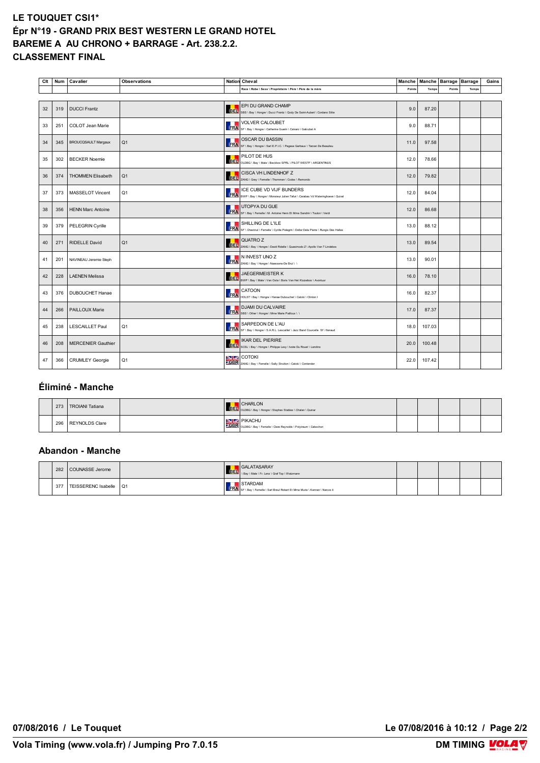# LE TOUQUET CSI1*
# Épr N°19 - GRAND PRIX BEST WESTERN LE GRAND HOTEL
# BAREME A AU CHRONO + BARRAGE - Art. 238.2.2.
# CLASSEMENT FINAL

| Clt | Num | Cavalier | Observations | Nation | Cheval<br>Race \ Robe \ Sexe \ Propriétaire \ Père \ Père de la mère | Manche<br>Points | Manche<br>Temps | Barrage<br>Points | Barrage<br>Temps | Gains |
|---|---|---|---|---|---|---|---|---|---|---|
| 32 | 319 | DUCCI Frantz | | BEL | EPI DU GRAND CHAMP<br>SBS \ Bay \ Hongre \ Ducci Frantz \ Qody De Saint-Aubert \ Cordano Sitte | 9.0 | 87.20 | | | |
| 33 | 251 | COLOT Jean Marie | | FRA | VOLVER CALOUBET<br>SF \ Bay \ Hongre \ Catherine Guerin \ Calvaro \ Galoubet A | 9.0 | 88.71 | | | |
| 34 | 345 | BROUCQSAULT Margaux | Q1 | FRA | OSCAR DU BASSIN<br>SF \ Bay \ Hongre \ Sarl E.P.I.C. \ Pegase Gerbaux \ Tarzan De Beaulieu | 11.0 | 97.58 | | | |
| 35 | 302 | BECKER Noemie | | BEL | PILOT DE HUS<br>OLDBG \ Bay \ Male \ Beckbox SPRL \ PILOT WESTF \ ARGENTINUS | 12.0 | 78.66 | | | |
| 36 | 374 | THOMMEN Elisabeth | Q1 | BEL | CISCA VH LINDENHOF Z<br>ZANG \ Grey \ Femelle \ Thommen \ Codex \ Remondo | 12.0 | 79.82 | | | |
| 37 | 373 | MASSELOT Vincent | Q1 | FRA | ICE CUBE VD VIJF BUNDERS<br>BWP \ Bay \ Hongre \ Monsieur Julien Tafut \ Carabas Vd Wateringhoeve \ Quival | 12.0 | 84.04 | | | |
| 38 | 356 | HENN Marc Antoine | | FRA | UTOPYA DU GUE<br>SF \ Bay \ Femelle \ M. Antoine Henn Et Mme Sandrin \ Toulon \ Verdi | 12.0 | 86.68 | | | |
| 39 | 379 | PELEGRIN Cyrille | | FRA | SHILLING DE L'ILE<br>SF \ Chestnut \ Femelle \ Cyrille Pelegrin \ Dollar Dela Pierre \ Rungis Des Halles | 13.0 | 88.12 | | | |
| 40 | 271 | RIDELLE David | Q1 | BEL | QUATRO Z<br>ZANG \ Bay \ Hongre \ David Ridelle \ Quasimodo Z \ Apollo Van T Lindebos | 13.0 | 89.54 | | | |
| 41 | 201 | NAVINEAU Jeremie Steph | | FRA | N INVEST UNO Z<br>ZANG \ Bay \ Hongre \ Naessens-De Brul \ \ | 13.0 | 90.01 | | | |
| 42 | 228 | LAENEN Melissa | | BEL | JAEGERMEISTER K<br>BWP \ Bay \ Male \ Van Osta \ Boris Van Het Kluizebos \ Aventuur | 16.0 | 78.10 | | | |
| 43 | 376 | DUBOUCHET Hanae | | FRA | CATOON<br>HOLST \ Bay \ Hongre \ Hanae Dubouchet \ Catoki \ Clinton I | 16.0 | 82.37 | | | |
| 44 | 266 | PAILLOUX Marie | | FRA | DJAMI DU CALVAIRE<br>SBS \ Other \ Hongre \ Mme Marie Pailloux \ \ | 17.0 | 87.37 | | | |
| 45 | 238 | LESCAILLET Paul | Q1 | FRA | SARPEDON DE L'AU<br>SF \ Bay \ Hongre \ S.A.R.L. Lescaillet \ Jazz Band Courcelle Sf \ Renaud | 18.0 | 107.03 | | | |
| 46 | 208 | MERCENIER Gauthier | | BEL | IKAR DEL PIERIRE<br>SCSL \ Bay \ Hongre \ Philippe Levy \ Ivoire Du Rouet \ Landino | 20.0 | 100.48 | | | |
| 47 | 366 | CRUMLEY Georgie | Q1 | GBR | COTOKI<br>ZANG \ Bay \ Femelle \ Sally Strutton \ Catoki \ Contender | 22.0 | 107.42 | | | |

## Éliminé - Manche

| | | | | | | | | | | |
|---|---|---|---|---|---|---|---|---|---|---|
| | 273 | TROIANI Tatiana | | BEL | CHARLON<br>OLDBG \ Bay \ Hongre \ Stephex Stables \ Chalan \ Quinar | | | | | |
| | 296 | REYNOLDS Clare | | GBR | PIKACHU<br>OLDBG \ Bay \ Femelle \ Clare Reynolds \ Polytraum \ Cabochon | | | | | |

## Abandon - Manche

| | | | | | | | | | | |
|---|---|---|---|---|---|---|---|---|---|---|
| | 282 | COUNASSE Jerome | | BEL | GALATASARAY<br>\ Bay \ Male \ Fr. Lenz \ Graf Top \ Watzmann | | | | | |
| | 377 | TEISSERENC Isabelle | Q1 | FRA | STARDAM<br>SF \ Bay \ Femelle \ Sarl Breuil Robert Et Mme Mure \ Kannan \ Narcos Ii | | | | | |

07/08/2016 / Le Touquet — Le 07/08/2016 à 10:12

Vola Timing (www.vola.fr) / Jumping Pro 7.0.15 — DM TIMING